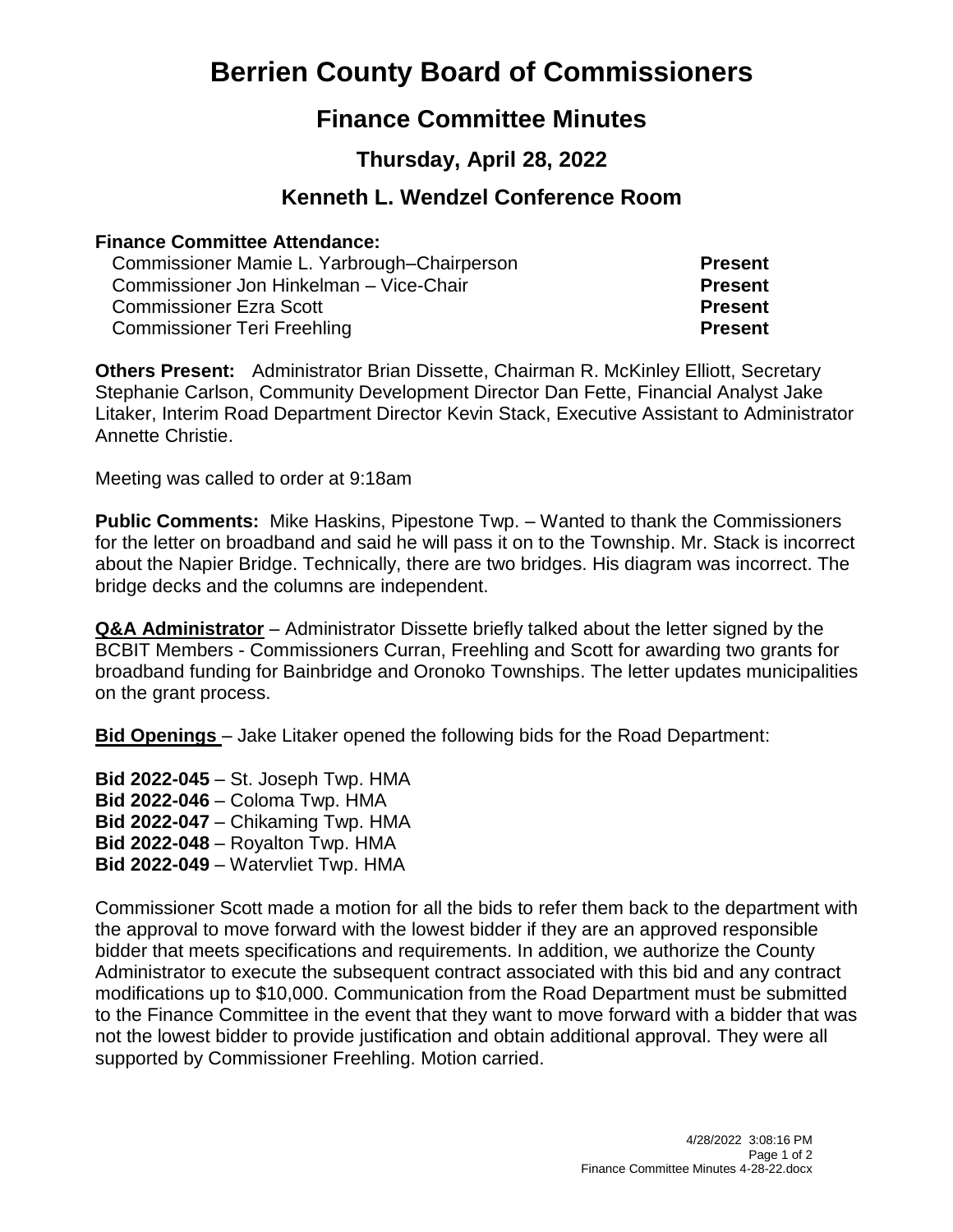# Berrien County Board of Commissioners

## Finance Committee Minutes

### Thursday, April 28, 2022

### Kenneth L. Wendzel Conference Room

**Finance Committee Attendance:**

| | |
|---|---|
| Commissioner Mamie L. Yarbrough–Chairperson | **Present** |
| Commissioner Jon Hinkelman – Vice-Chair | **Present** |
| Commissioner Ezra Scott | **Present** |
| Commissioner Teri Freehling | **Present** |

**Others Present:** Administrator Brian Dissette, Chairman R. McKinley Elliott, Secretary Stephanie Carlson, Community Development Director Dan Fette, Financial Analyst Jake Litaker, Interim Road Department Director Kevin Stack, Executive Assistant to Administrator Annette Christie.

Meeting was called to order at 9:18am

**Public Comments:** Mike Haskins, Pipestone Twp. – Wanted to thank the Commissioners for the letter on broadband and said he will pass it on to the Township. Mr. Stack is incorrect about the Napier Bridge. Technically, there are two bridges. His diagram was incorrect. The bridge decks and the columns are independent.

**Q&A Administrator** – Administrator Dissette briefly talked about the letter signed by the BCBIT Members - Commissioners Curran, Freehling and Scott for awarding two grants for broadband funding for Bainbridge and Oronoko Townships. The letter updates municipalities on the grant process.

**Bid Openings** – Jake Litaker opened the following bids for the Road Department:

**Bid 2022-045** – St. Joseph Twp. HMA
**Bid 2022-046** – Coloma Twp. HMA
**Bid 2022-047** – Chikaming Twp. HMA
**Bid 2022-048** – Royalton Twp. HMA
**Bid 2022-049** – Watervliet Twp. HMA

Commissioner Scott made a motion for all the bids to refer them back to the department with the approval to move forward with the lowest bidder if they are an approved responsible bidder that meets specifications and requirements. In addition, we authorize the County Administrator to execute the subsequent contract associated with this bid and any contract modifications up to $10,000. Communication from the Road Department must be submitted to the Finance Committee in the event that they want to move forward with a bidder that was not the lowest bidder to provide justification and obtain additional approval. They were all supported by Commissioner Freehling. Motion carried.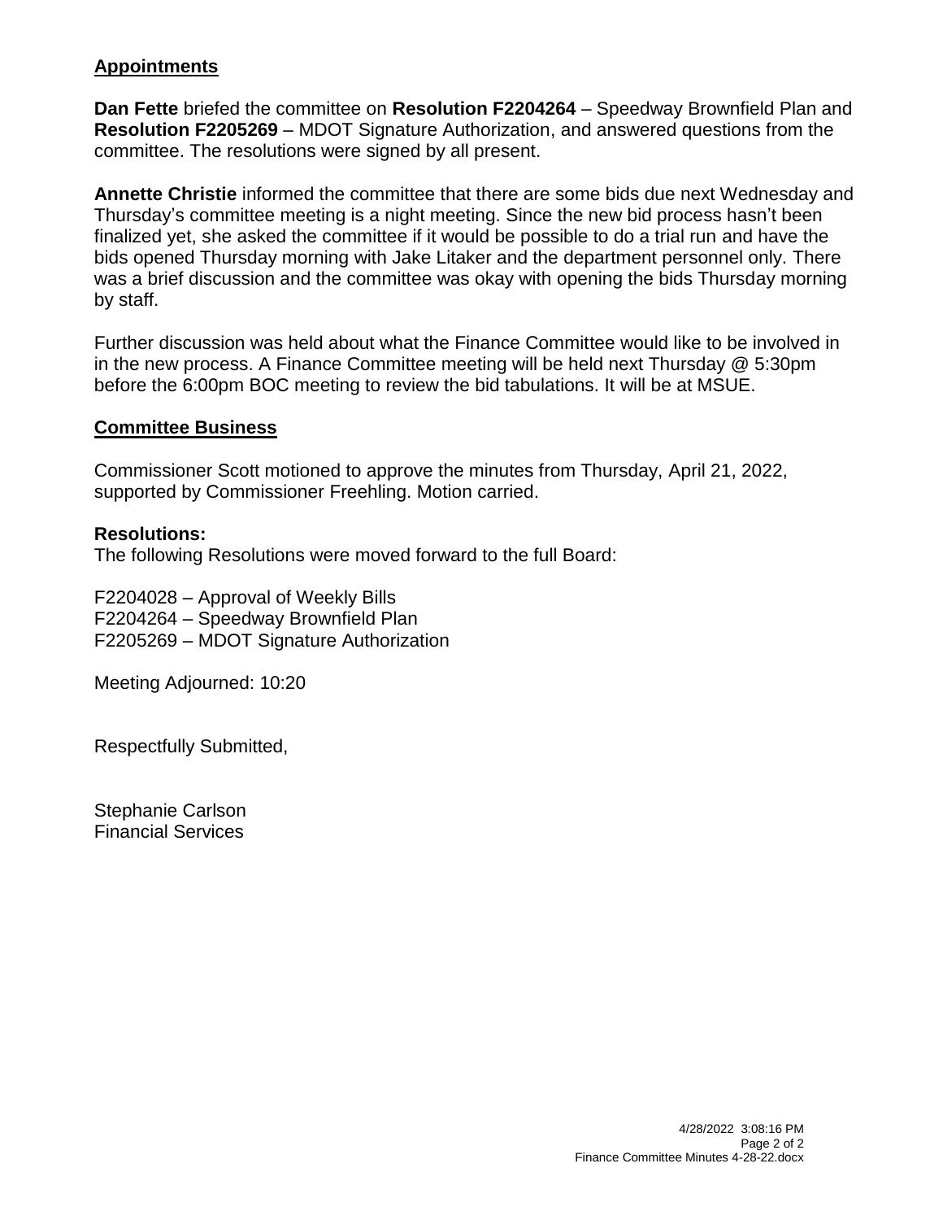## Appointments

**Dan Fette** briefed the committee on **Resolution F2204264** – Speedway Brownfield Plan and **Resolution F2205269** – MDOT Signature Authorization, and answered questions from the committee. The resolutions were signed by all present.

**Annette Christie** informed the committee that there are some bids due next Wednesday and Thursday's committee meeting is a night meeting. Since the new bid process hasn't been finalized yet, she asked the committee if it would be possible to do a trial run and have the bids opened Thursday morning with Jake Litaker and the department personnel only. There was a brief discussion and the committee was okay with opening the bids Thursday morning by staff.

Further discussion was held about what the Finance Committee would like to be involved in in the new process. A Finance Committee meeting will be held next Thursday @ 5:30pm before the 6:00pm BOC meeting to review the bid tabulations. It will be at MSUE.

## Committee Business

Commissioner Scott motioned to approve the minutes from Thursday, April 21, 2022, supported by Commissioner Freehling. Motion carried.

**Resolutions:**

The following Resolutions were moved forward to the full Board:

F2204028 – Approval of Weekly Bills
F2204264 – Speedway Brownfield Plan
F2205269 – MDOT Signature Authorization

Meeting Adjourned: 10:20

Respectfully Submitted,

Stephanie Carlson
Financial Services